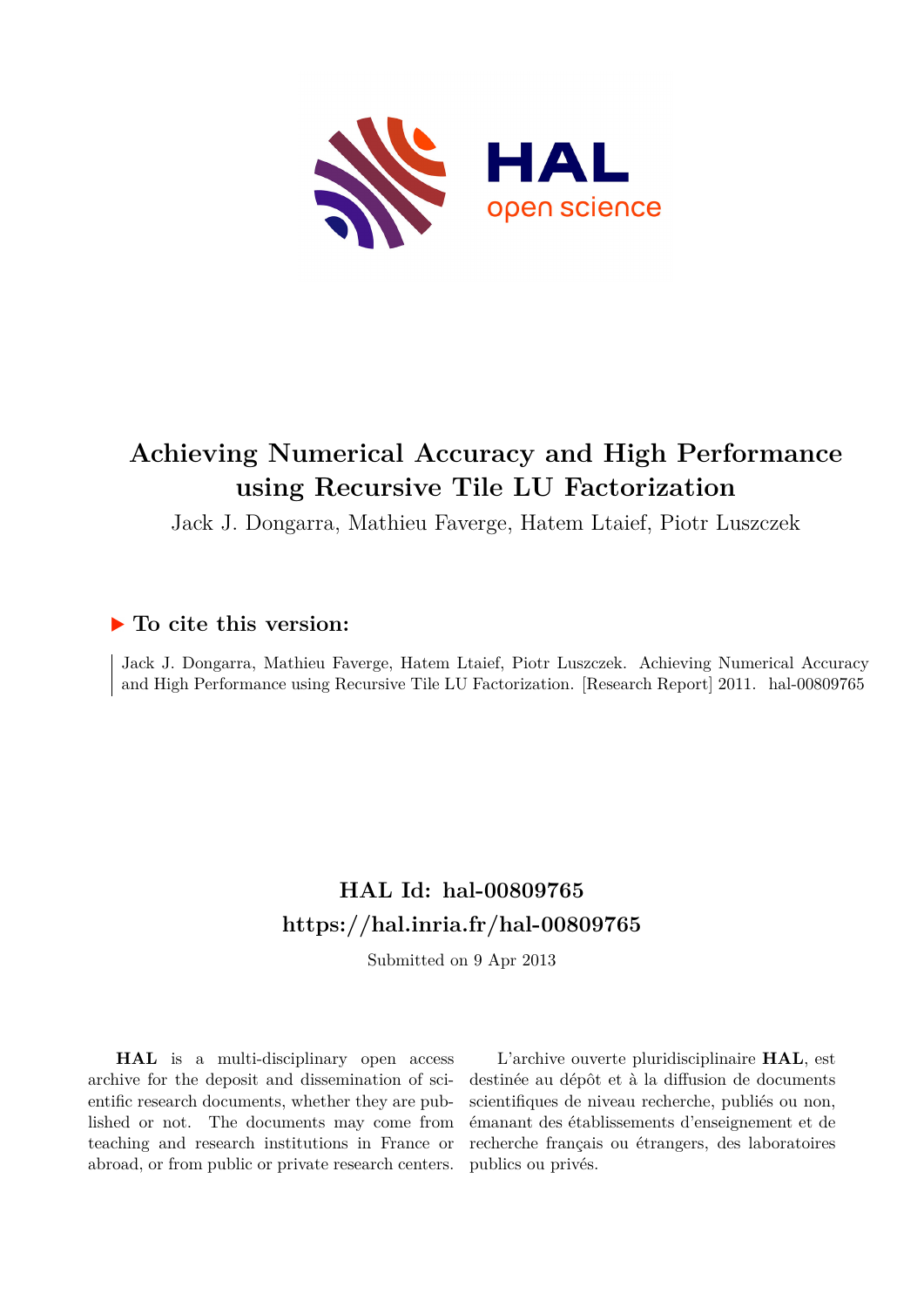# Achieving Numerical Accuracy and High Performance using Recursive Tile LU Factorization

Jack J. Dongarra, Mathieu Faverge, Hatem Ltaief, Piotr Luszczek

## ▶ To cite this version:

Jack J. Dongarra, Mathieu Faverge, Hatem Ltaief, Piotr Luszczek. Achieving Numerical Accuracy and High Performance using Recursive Tile LU Factorization. [Research Report] 2011. hal-00809765

## HAL Id: hal-00809765
## https://hal.inria.fr/hal-00809765

Submitted on 9 Apr 2013

**HAL** is a multi-disciplinary open access archive for the deposit and dissemination of scientific research documents, whether they are published or not. The documents may come from teaching and research institutions in France or abroad, or from public or private research centers.

L'archive ouverte pluridisciplinaire **HAL**, est destinée au dépôt et à la diffusion de documents scientifiques de niveau recherche, publiés ou non, émanant des établissements d'enseignement et de recherche français ou étrangers, des laboratoires publics ou privés.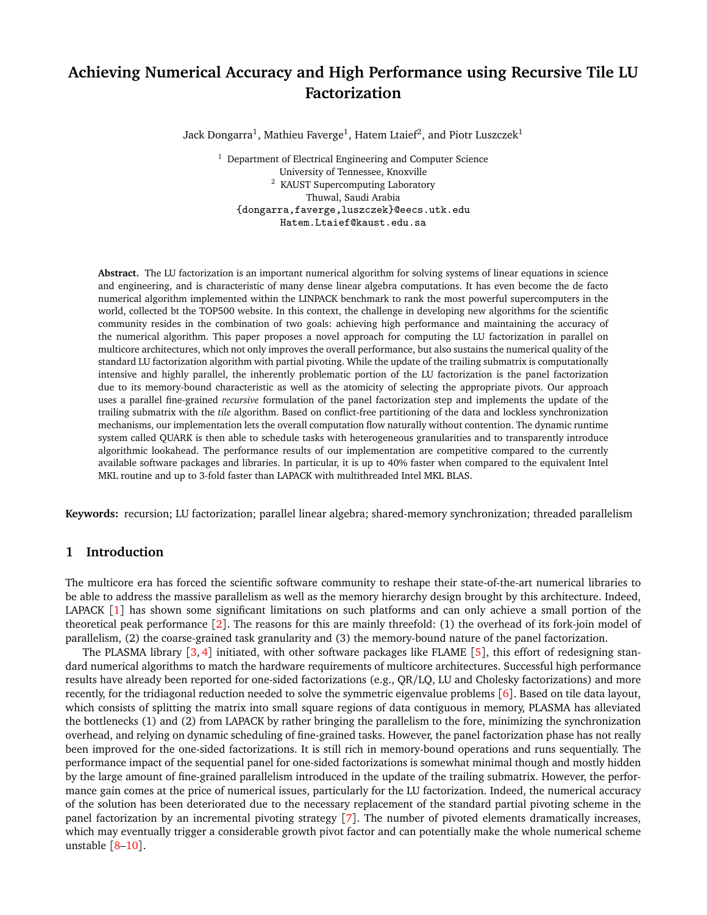# Achieving Numerical Accuracy and High Performance using Recursive Tile LU Factorization

Jack Dongarra[1], Mathieu Faverge[1], Hatem Ltaief[2], and Piotr Luszczek[1]

[1] Department of Electrical Engineering and Computer Science
University of Tennessee, Knoxville
[2] KAUST Supercomputing Laboratory
Thuwal, Saudi Arabia
{dongarra,faverge,luszczek}@eecs.utk.edu
Hatem.Ltaief@kaust.edu.sa

**Abstract.** The LU factorization is an important numerical algorithm for solving systems of linear equations in science and engineering, and is characteristic of many dense linear algebra computations. It has even become the de facto numerical algorithm implemented within the LINPACK benchmark to rank the most powerful supercomputers in the world, collected bt the TOP500 website. In this context, the challenge in developing new algorithms for the scientific community resides in the combination of two goals: achieving high performance and maintaining the accuracy of the numerical algorithm. This paper proposes a novel approach for computing the LU factorization in parallel on multicore architectures, which not only improves the overall performance, but also sustains the numerical quality of the standard LU factorization algorithm with partial pivoting. While the update of the trailing submatrix is computationally intensive and highly parallel, the inherently problematic portion of the LU factorization is the panel factorization due to its memory-bound characteristic as well as the atomicity of selecting the appropriate pivots. Our approach uses a parallel fine-grained *recursive* formulation of the panel factorization step and implements the update of the trailing submatrix with the *tile* algorithm. Based on conflict-free partitioning of the data and lockless synchronization mechanisms, our implementation lets the overall computation flow naturally without contention. The dynamic runtime system called QUARK is then able to schedule tasks with heterogeneous granularities and to transparently introduce algorithmic lookahead. The performance results of our implementation are competitive compared to the currently available software packages and libraries. In particular, it is up to 40% faster when compared to the equivalent Intel MKL routine and up to 3-fold faster than LAPACK with multithreaded Intel MKL BLAS.

**Keywords:** recursion; LU factorization; parallel linear algebra; shared-memory synchronization; threaded parallelism

## 1 Introduction

The multicore era has forced the scientific software community to reshape their state-of-the-art numerical libraries to be able to address the massive parallelism as well as the memory hierarchy design brought by this architecture. Indeed, LAPACK [1] has shown some significant limitations on such platforms and can only achieve a small portion of the theoretical peak performance [2]. The reasons for this are mainly threefold: (1) the overhead of its fork-join model of parallelism, (2) the coarse-grained task granularity and (3) the memory-bound nature of the panel factorization.

The PLASMA library [3, 4] initiated, with other software packages like FLAME [5], this effort of redesigning standard numerical algorithms to match the hardware requirements of multicore architectures. Successful high performance results have already been reported for one-sided factorizations (e.g., QR/LQ, LU and Cholesky factorizations) and more recently, for the tridiagonal reduction needed to solve the symmetric eigenvalue problems [6]. Based on tile data layout, which consists of splitting the matrix into small square regions of data contiguous in memory, PLASMA has alleviated the bottlenecks (1) and (2) from LAPACK by rather bringing the parallelism to the fore, minimizing the synchronization overhead, and relying on dynamic scheduling of fine-grained tasks. However, the panel factorization phase has not really been improved for the one-sided factorizations. It is still rich in memory-bound operations and runs sequentially. The performance impact of the sequential panel for one-sided factorizations is somewhat minimal though and mostly hidden by the large amount of fine-grained parallelism introduced in the update of the trailing submatrix. However, the performance gain comes at the price of numerical issues, particularly for the LU factorization. Indeed, the numerical accuracy of the solution has been deteriorated due to the necessary replacement of the standard partial pivoting scheme in the panel factorization by an incremental pivoting strategy [7]. The number of pivoted elements dramatically increases, which may eventually trigger a considerable growth pivot factor and can potentially make the whole numerical scheme unstable [8–10].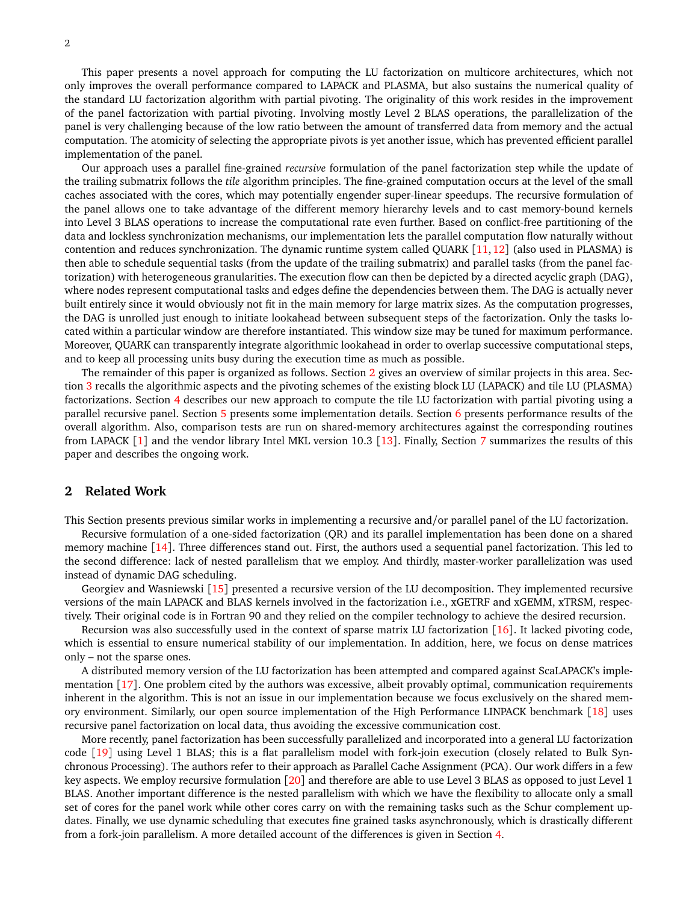This paper presents a novel approach for computing the LU factorization on multicore architectures, which not only improves the overall performance compared to LAPACK and PLASMA, but also sustains the numerical quality of the standard LU factorization algorithm with partial pivoting. The originality of this work resides in the improvement of the panel factorization with partial pivoting. Involving mostly Level 2 BLAS operations, the parallelization of the panel is very challenging because of the low ratio between the amount of transferred data from memory and the actual computation. The atomicity of selecting the appropriate pivots is yet another issue, which has prevented efficient parallel implementation of the panel.

Our approach uses a parallel fine-grained *recursive* formulation of the panel factorization step while the update of the trailing submatrix follows the *tile* algorithm principles. The fine-grained computation occurs at the level of the small caches associated with the cores, which may potentially engender super-linear speedups. The recursive formulation of the panel allows one to take advantage of the different memory hierarchy levels and to cast memory-bound kernels into Level 3 BLAS operations to increase the computational rate even further. Based on conflict-free partitioning of the data and lockless synchronization mechanisms, our implementation lets the parallel computation flow naturally without contention and reduces synchronization. The dynamic runtime system called QUARK [11, 12] (also used in PLASMA) is then able to schedule sequential tasks (from the update of the trailing submatrix) and parallel tasks (from the panel factorization) with heterogeneous granularities. The execution flow can then be depicted by a directed acyclic graph (DAG), where nodes represent computational tasks and edges define the dependencies between them. The DAG is actually never built entirely since it would obviously not fit in the main memory for large matrix sizes. As the computation progresses, the DAG is unrolled just enough to initiate lookahead between subsequent steps of the factorization. Only the tasks located within a particular window are therefore instantiated. This window size may be tuned for maximum performance. Moreover, QUARK can transparently integrate algorithmic lookahead in order to overlap successive computational steps, and to keep all processing units busy during the execution time as much as possible.

The remainder of this paper is organized as follows. Section 2 gives an overview of similar projects in this area. Section 3 recalls the algorithmic aspects and the pivoting schemes of the existing block LU (LAPACK) and tile LU (PLASMA) factorizations. Section 4 describes our new approach to compute the tile LU factorization with partial pivoting using a parallel recursive panel. Section 5 presents some implementation details. Section 6 presents performance results of the overall algorithm. Also, comparison tests are run on shared-memory architectures against the corresponding routines from LAPACK [1] and the vendor library Intel MKL version 10.3 [13]. Finally, Section 7 summarizes the results of this paper and describes the ongoing work.

## 2 Related Work

This Section presents previous similar works in implementing a recursive and/or parallel panel of the LU factorization.

Recursive formulation of a one-sided factorization (QR) and its parallel implementation has been done on a shared memory machine [14]. Three differences stand out. First, the authors used a sequential panel factorization. This led to the second difference: lack of nested parallelism that we employ. And thirdly, master-worker parallelization was used instead of dynamic DAG scheduling.

Georgiev and Wasniewski [15] presented a recursive version of the LU decomposition. They implemented recursive versions of the main LAPACK and BLAS kernels involved in the factorization i.e., xGETRF and xGEMM, xTRSM, respectively. Their original code is in Fortran 90 and they relied on the compiler technology to achieve the desired recursion.

Recursion was also successfully used in the context of sparse matrix LU factorization [16]. It lacked pivoting code, which is essential to ensure numerical stability of our implementation. In addition, here, we focus on dense matrices only – not the sparse ones.

A distributed memory version of the LU factorization has been attempted and compared against ScaLAPACK's implementation [17]. One problem cited by the authors was excessive, albeit provably optimal, communication requirements inherent in the algorithm. This is not an issue in our implementation because we focus exclusively on the shared memory environment. Similarly, our open source implementation of the High Performance LINPACK benchmark [18] uses recursive panel factorization on local data, thus avoiding the excessive communication cost.

More recently, panel factorization has been successfully parallelized and incorporated into a general LU factorization code [19] using Level 1 BLAS; this is a flat parallelism model with fork-join execution (closely related to Bulk Synchronous Processing). The authors refer to their approach as Parallel Cache Assignment (PCA). Our work differs in a few key aspects. We employ recursive formulation [20] and therefore are able to use Level 3 BLAS as opposed to just Level 1 BLAS. Another important difference is the nested parallelism with which we have the flexibility to allocate only a small set of cores for the panel work while other cores carry on with the remaining tasks such as the Schur complement updates. Finally, we use dynamic scheduling that executes fine grained tasks asynchronously, which is drastically different from a fork-join parallelism. A more detailed account of the differences is given in Section 4.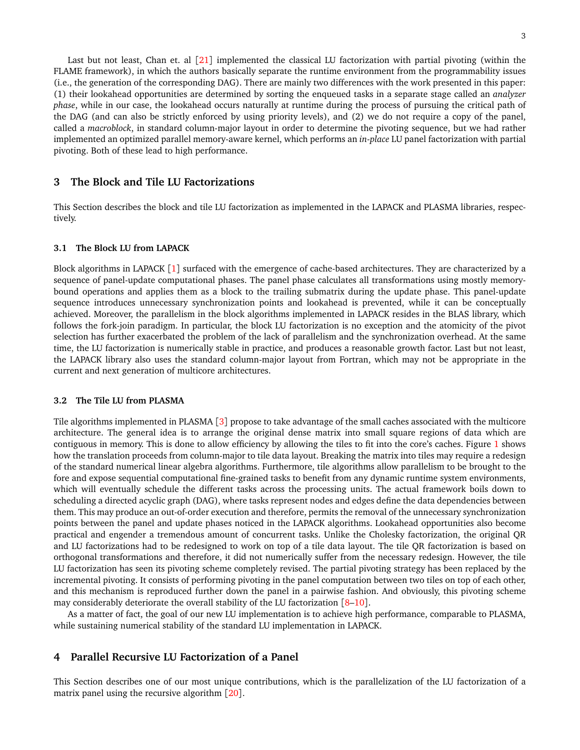Last but not least, Chan et. al [21] implemented the classical LU factorization with partial pivoting (within the FLAME framework), in which the authors basically separate the runtime environment from the programmability issues (i.e., the generation of the corresponding DAG). There are mainly two differences with the work presented in this paper: (1) their lookahead opportunities are determined by sorting the enqueued tasks in a separate stage called an *analyzer phase*, while in our case, the lookahead occurs naturally at runtime during the process of pursuing the critical path of the DAG (and can also be strictly enforced by using priority levels), and (2) we do not require a copy of the panel, called a *macroblock*, in standard column-major layout in order to determine the pivoting sequence, but we had rather implemented an optimized parallel memory-aware kernel, which performs an *in-place* LU panel factorization with partial pivoting. Both of these lead to high performance.

## 3 The Block and Tile LU Factorizations

This Section describes the block and tile LU factorization as implemented in the LAPACK and PLASMA libraries, respectively.

### 3.1 The Block LU from LAPACK

Block algorithms in LAPACK [1] surfaced with the emergence of cache-based architectures. They are characterized by a sequence of panel-update computational phases. The panel phase calculates all transformations using mostly memory-bound operations and applies them as a block to the trailing submatrix during the update phase. This panel-update sequence introduces unnecessary synchronization points and lookahead is prevented, while it can be conceptually achieved. Moreover, the parallelism in the block algorithms implemented in LAPACK resides in the BLAS library, which follows the fork-join paradigm. In particular, the block LU factorization is no exception and the atomicity of the pivot selection has further exacerbated the problem of the lack of parallelism and the synchronization overhead. At the same time, the LU factorization is numerically stable in practice, and produces a reasonable growth factor. Last but not least, the LAPACK library also uses the standard column-major layout from Fortran, which may not be appropriate in the current and next generation of multicore architectures.

### 3.2 The Tile LU from PLASMA

Tile algorithms implemented in PLASMA [3] propose to take advantage of the small caches associated with the multicore architecture. The general idea is to arrange the original dense matrix into small square regions of data which are contiguous in memory. This is done to allow efficiency by allowing the tiles to fit into the core's caches. Figure 1 shows how the translation proceeds from column-major to tile data layout. Breaking the matrix into tiles may require a redesign of the standard numerical linear algebra algorithms. Furthermore, tile algorithms allow parallelism to be brought to the fore and expose sequential computational fine-grained tasks to benefit from any dynamic runtime system environments, which will eventually schedule the different tasks across the processing units. The actual framework boils down to scheduling a directed acyclic graph (DAG), where tasks represent nodes and edges define the data dependencies between them. This may produce an out-of-order execution and therefore, permits the removal of the unnecessary synchronization points between the panel and update phases noticed in the LAPACK algorithms. Lookahead opportunities also become practical and engender a tremendous amount of concurrent tasks. Unlike the Cholesky factorization, the original QR and LU factorizations had to be redesigned to work on top of a tile data layout. The tile QR factorization is based on orthogonal transformations and therefore, it did not numerically suffer from the necessary redesign. However, the tile LU factorization has seen its pivoting scheme completely revised. The partial pivoting strategy has been replaced by the incremental pivoting. It consists of performing pivoting in the panel computation between two tiles on top of each other, and this mechanism is reproduced further down the panel in a pairwise fashion. And obviously, this pivoting scheme may considerably deteriorate the overall stability of the LU factorization [8–10].

As a matter of fact, the goal of our new LU implementation is to achieve high performance, comparable to PLASMA, while sustaining numerical stability of the standard LU implementation in LAPACK.

## 4 Parallel Recursive LU Factorization of a Panel

This Section describes one of our most unique contributions, which is the parallelization of the LU factorization of a matrix panel using the recursive algorithm [20].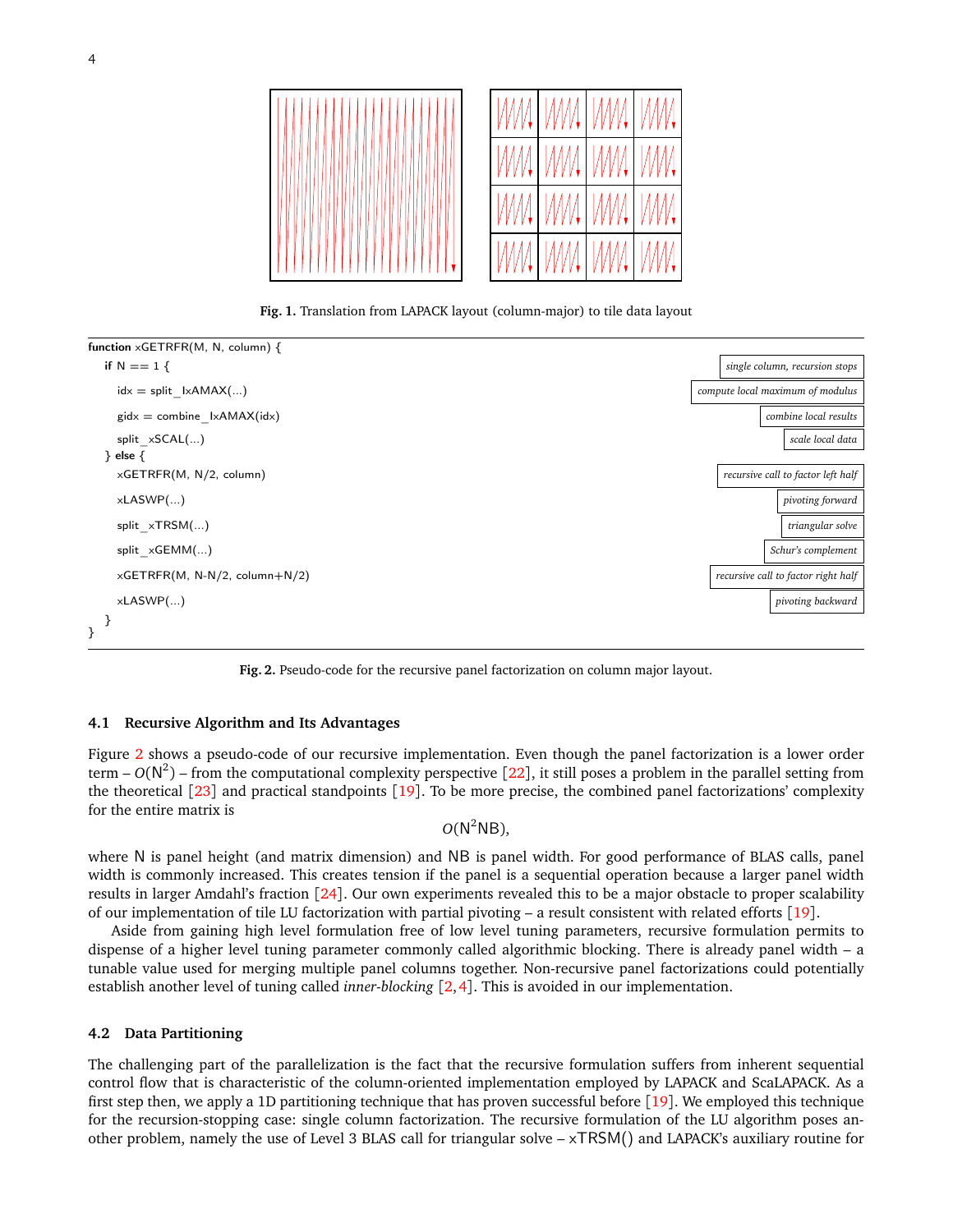**Fig. 1.** Translation from LAPACK layout (column-major) to tile data layout

```
function xGETRFR(M, N, column) {                       
  if N == 1 {                                          single column, recursion stops
    idx = split_IxAMAX(...)                            compute local maximum of modulus
    gidx = combine_IxAMAX(idx)                         combine local results
    split_xSCAL(...)                                   scale local data
  } else {
    xGETRFR(M, N/2, column)                            recursive call to factor left half
    xLASWP(...)                                        pivoting forward
    split_xTRSM(...)                                   triangular solve
    split_xGEMM(...)                                   Schur's complement
    xGETRFR(M, N-N/2, column+N/2)                      recursive call to factor right half
    xLASWP(...)                                        pivoting backward
  }
}
```

**Fig. 2.** Pseudo-code for the recursive panel factorization on column major layout.

### 4.1 Recursive Algorithm and Its Advantages

Figure 2 shows a pseudo-code of our recursive implementation. Even though the panel factorization is a lower order term – $O(\mathsf{N}^2)$ – from the computational complexity perspective [22], it still poses a problem in the parallel setting from the theoretical [23] and practical standpoints [19]. To be more precise, the combined panel factorizations' complexity for the entire matrix is

$$O(\mathsf{N}^2\mathsf{NB}),$$

where N is panel height (and matrix dimension) and NB is panel width. For good performance of BLAS calls, panel width is commonly increased. This creates tension if the panel is a sequential operation because a larger panel width results in larger Amdahl's fraction [24]. Our own experiments revealed this to be a major obstacle to proper scalability of our implementation of tile LU factorization with partial pivoting – a result consistent with related efforts [19].

Aside from gaining high level formulation free of low level tuning parameters, recursive formulation permits to dispense of a higher level tuning parameter commonly called algorithmic blocking. There is already panel width – a tunable value used for merging multiple panel columns together. Non-recursive panel factorizations could potentially establish another level of tuning called *inner-blocking* [2,4]. This is avoided in our implementation.

### 4.2 Data Partitioning

The challenging part of the parallelization is the fact that the recursive formulation suffers from inherent sequential control flow that is characteristic of the column-oriented implementation employed by LAPACK and ScaLAPACK. As a first step then, we apply a 1D partitioning technique that has proven successful before [19]. We employed this technique for the recursion-stopping case: single column factorization. The recursive formulation of the LU algorithm poses another problem, namely the use of Level 3 BLAS call for triangular solve – xTRSM() and LAPACK's auxiliary routine for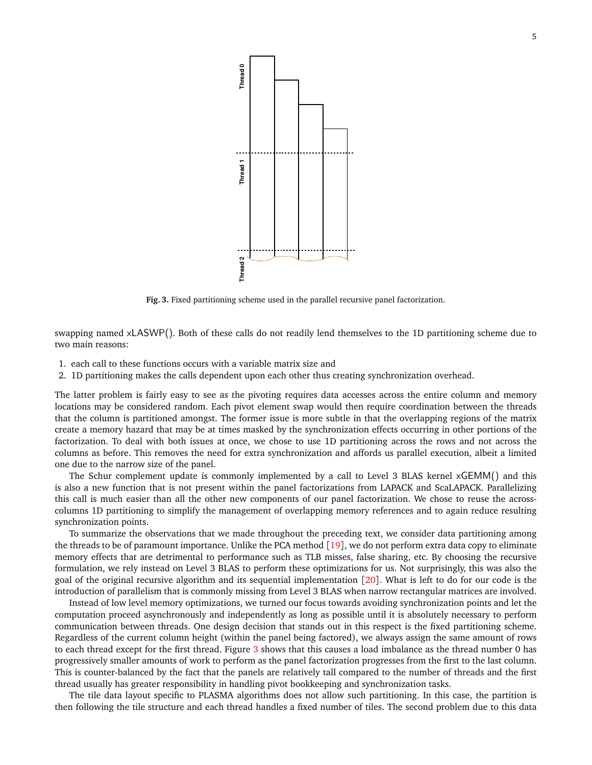Fig. 3. Fixed partitioning scheme used in the parallel recursive panel factorization.

swapping named xLASWP(). Both of these calls do not readily lend themselves to the 1D partitioning scheme due to two main reasons:

1. each call to these functions occurs with a variable matrix size and
2. 1D partitioning makes the calls dependent upon each other thus creating synchronization overhead.

The latter problem is fairly easy to see as the pivoting requires data accesses across the entire column and memory locations may be considered random. Each pivot element swap would then require coordination between the threads that the column is partitioned amongst. The former issue is more subtle in that the overlapping regions of the matrix create a memory hazard that may be at times masked by the synchronization effects occurring in other portions of the factorization. To deal with both issues at once, we chose to use 1D partitioning across the rows and not across the columns as before. This removes the need for extra synchronization and affords us parallel execution, albeit a limited one due to the narrow size of the panel.

The Schur complement update is commonly implemented by a call to Level 3 BLAS kernel xGEMM() and this is also a new function that is not present within the panel factorizations from LAPACK and ScaLAPACK. Parallelizing this call is much easier than all the other new components of our panel factorization. We chose to reuse the across-columns 1D partitioning to simplify the management of overlapping memory references and to again reduce resulting synchronization points.

To summarize the observations that we made throughout the preceding text, we consider data partitioning among the threads to be of paramount importance. Unlike the PCA method [19], we do not perform extra data copy to eliminate memory effects that are detrimental to performance such as TLB misses, false sharing, etc. By choosing the recursive formulation, we rely instead on Level 3 BLAS to perform these optimizations for us. Not surprisingly, this was also the goal of the original recursive algorithm and its sequential implementation [20]. What is left to do for our code is the introduction of parallelism that is commonly missing from Level 3 BLAS when narrow rectangular matrices are involved.

Instead of low level memory optimizations, we turned our focus towards avoiding synchronization points and let the computation proceed asynchronously and independently as long as possible until it is absolutely necessary to perform communication between threads. One design decision that stands out in this respect is the fixed partitioning scheme. Regardless of the current column height (within the panel being factored), we always assign the same amount of rows to each thread except for the first thread. Figure 3 shows that this causes a load imbalance as the thread number 0 has progressively smaller amounts of work to perform as the panel factorization progresses from the first to the last column. This is counter-balanced by the fact that the panels are relatively tall compared to the number of threads and the first thread usually has greater responsibility in handling pivot bookkeeping and synchronization tasks.

The tile data layout specific to PLASMA algorithms does not allow such partitioning. In this case, the partition is then following the tile structure and each thread handles a fixed number of tiles. The second problem due to this data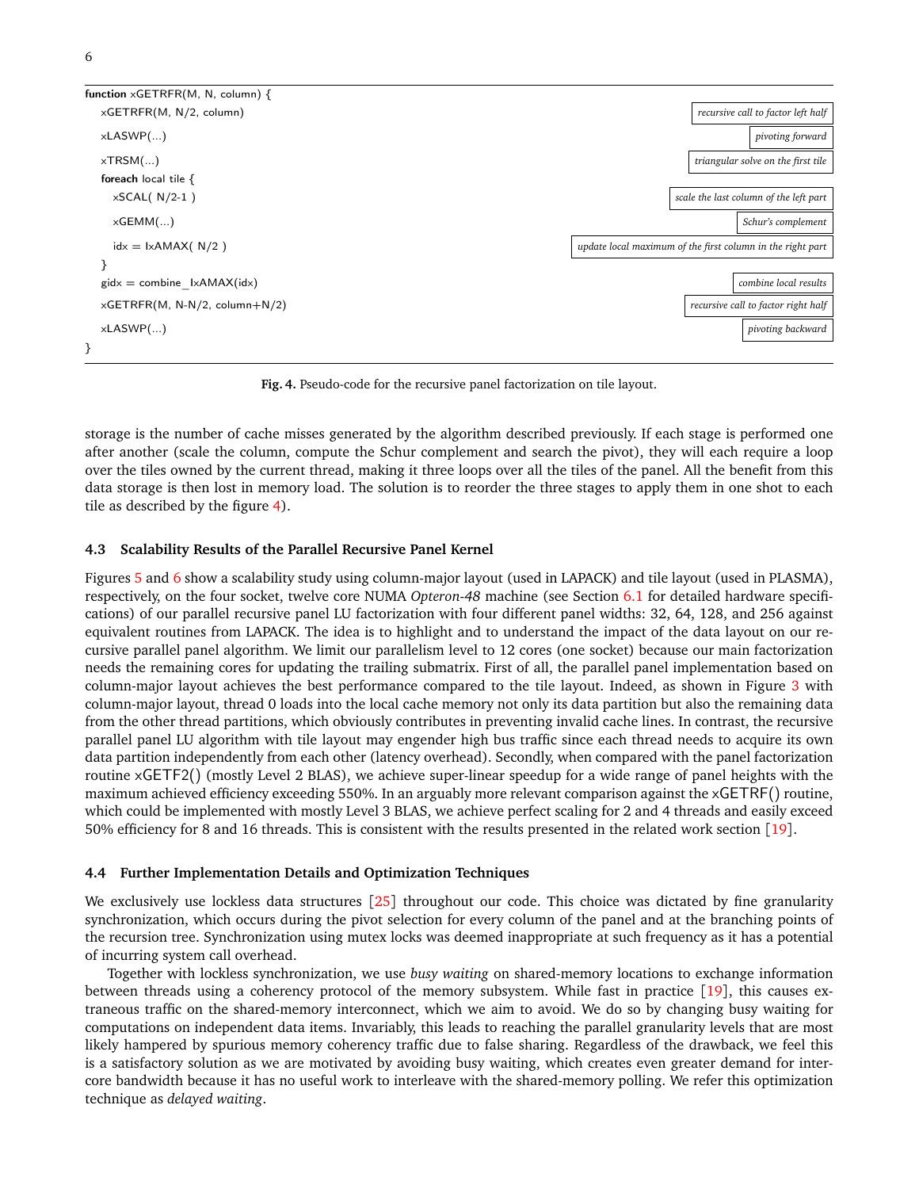```
function xGETRFR(M, N, column) {
  xGETRFR(M, N/2, column)                     recursive call to factor left half
  xLASWP(...)                                 pivoting forward
  xTRSM(...)                                  triangular solve on the first tile
  foreach local tile {
    xSCAL( N/2-1 )                            scale the last column of the left part
    xGEMM(...)                                Schur's complement
    idx = IxAMAX( N/2 )                       update local maximum of the first column in the right part
  }
  gidx = combine_IxAMAX(idx)                  combine local results
  xGETRFR(M, N-N/2, column+N/2)               recursive call to factor right half
  xLASWP(...)                                 pivoting backward
}
```

**Fig. 4.** Pseudo-code for the recursive panel factorization on tile layout.

storage is the number of cache misses generated by the algorithm described previously. If each stage is performed one after another (scale the column, compute the Schur complement and search the pivot), they will each require a loop over the tiles owned by the current thread, making it three loops over all the tiles of the panel. All the benefit from this data storage is then lost in memory load. The solution is to reorder the three stages to apply them in one shot to each tile as described by the figure 4).

### 4.3 Scalability Results of the Parallel Recursive Panel Kernel

Figures 5 and 6 show a scalability study using column-major layout (used in LAPACK) and tile layout (used in PLASMA), respectively, on the four socket, twelve core NUMA *Opteron-48* machine (see Section 6.1 for detailed hardware specifications) of our parallel recursive panel LU factorization with four different panel widths: 32, 64, 128, and 256 against equivalent routines from LAPACK. The idea is to highlight and to understand the impact of the data layout on our recursive parallel panel algorithm. We limit our parallelism level to 12 cores (one socket) because our main factorization needs the remaining cores for updating the trailing submatrix. First of all, the parallel panel implementation based on column-major layout achieves the best performance compared to the tile layout. Indeed, as shown in Figure 3 with column-major layout, thread 0 loads into the local cache memory not only its data partition but also the remaining data from the other thread partitions, which obviously contributes in preventing invalid cache lines. In contrast, the recursive parallel panel LU algorithm with tile layout may engender high bus traffic since each thread needs to acquire its own data partition independently from each other (latency overhead). Secondly, when compared with the panel factorization routine xGETF2() (mostly Level 2 BLAS), we achieve super-linear speedup for a wide range of panel heights with the maximum achieved efficiency exceeding 550%. In an arguably more relevant comparison against the xGETRF() routine, which could be implemented with mostly Level 3 BLAS, we achieve perfect scaling for 2 and 4 threads and easily exceed 50% efficiency for 8 and 16 threads. This is consistent with the results presented in the related work section [19].

### 4.4 Further Implementation Details and Optimization Techniques

We exclusively use lockless data structures [25] throughout our code. This choice was dictated by fine granularity synchronization, which occurs during the pivot selection for every column of the panel and at the branching points of the recursion tree. Synchronization using mutex locks was deemed inappropriate at such frequency as it has a potential of incurring system call overhead.

Together with lockless synchronization, we use *busy waiting* on shared-memory locations to exchange information between threads using a coherency protocol of the memory subsystem. While fast in practice [19], this causes extraneous traffic on the shared-memory interconnect, which we aim to avoid. We do so by changing busy waiting for computations on independent data items. Invariably, this leads to reaching the parallel granularity levels that are most likely hampered by spurious memory coherency traffic due to false sharing. Regardless of the drawback, we feel this is a satisfactory solution as we are motivated by avoiding busy waiting, which creates even greater demand for inter-core bandwidth because it has no useful work to interleave with the shared-memory polling. We refer this optimization technique as *delayed waiting*.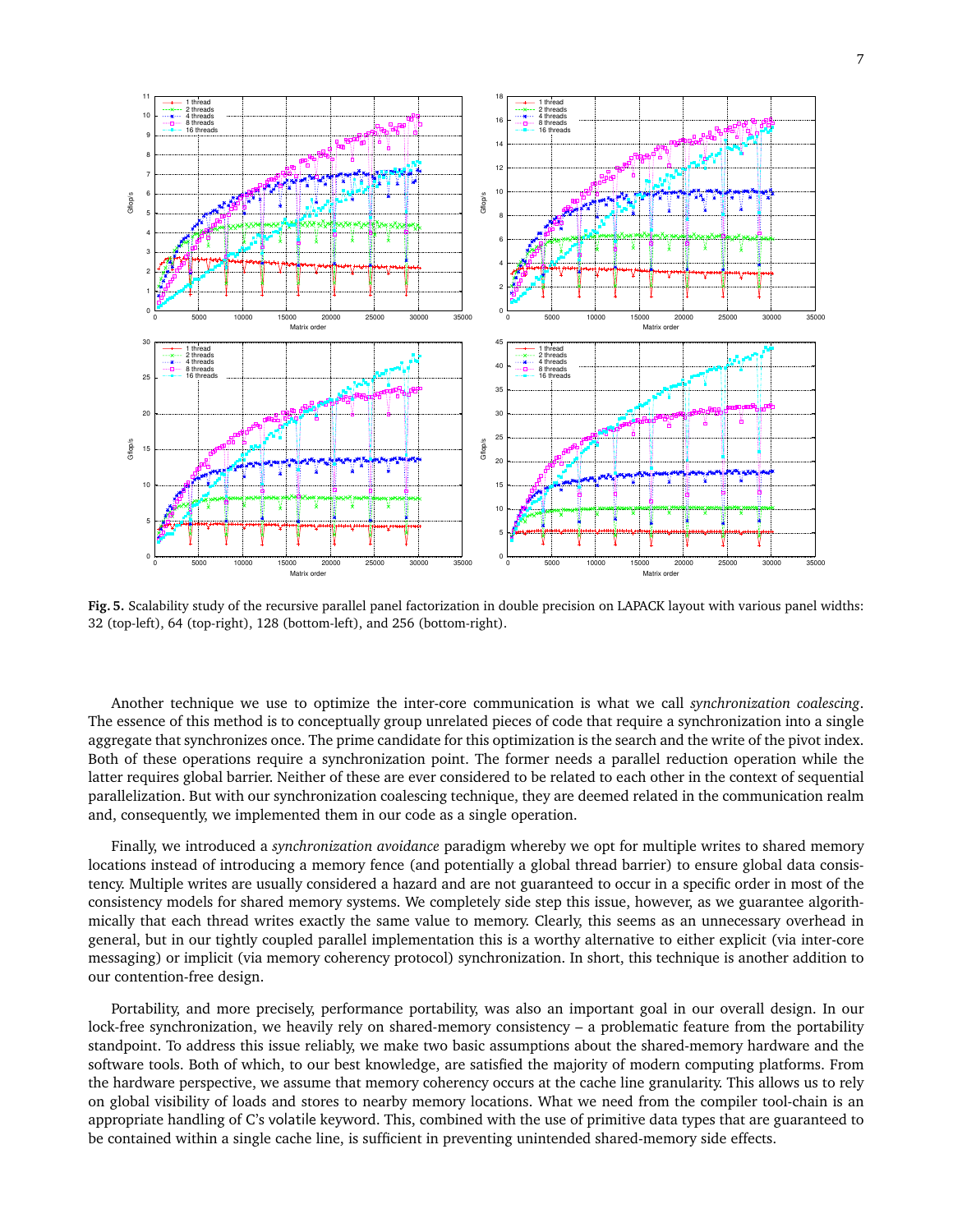**Fig. 5.** Scalability study of the recursive parallel panel factorization in double precision on LAPACK layout with various panel widths: 32 (top-left), 64 (top-right), 128 (bottom-left), and 256 (bottom-right).

Another technique we use to optimize the inter-core communication is what we call *synchronization coalescing*. The essence of this method is to conceptually group unrelated pieces of code that require a synchronization into a single aggregate that synchronizes once. The prime candidate for this optimization is the search and the write of the pivot index. Both of these operations require a synchronization point. The former needs a parallel reduction operation while the latter requires global barrier. Neither of these are ever considered to be related to each other in the context of sequential parallelization. But with our synchronization coalescing technique, they are deemed related in the communication realm and, consequently, we implemented them in our code as a single operation.

Finally, we introduced a *synchronization avoidance* paradigm whereby we opt for multiple writes to shared memory locations instead of introducing a memory fence (and potentially a global thread barrier) to ensure global data consistency. Multiple writes are usually considered a hazard and are not guaranteed to occur in a specific order in most of the consistency models for shared memory systems. We completely side step this issue, however, as we guarantee algorithmically that each thread writes exactly the same value to memory. Clearly, this seems as an unnecessary overhead in general, but in our tightly coupled parallel implementation this is a worthy alternative to either explicit (via inter-core messaging) or implicit (via memory coherency protocol) synchronization. In short, this technique is another addition to our contention-free design.

Portability, and more precisely, performance portability, was also an important goal in our overall design. In our lock-free synchronization, we heavily rely on shared-memory consistency – a problematic feature from the portability standpoint. To address this issue reliably, we make two basic assumptions about the shared-memory hardware and the software tools. Both of which, to our best knowledge, are satisfied the majority of modern computing platforms. From the hardware perspective, we assume that memory coherency occurs at the cache line granularity. This allows us to rely on global visibility of loads and stores to nearby memory locations. What we need from the compiler tool-chain is an appropriate handling of C's volatile keyword. This, combined with the use of primitive data types that are guaranteed to be contained within a single cache line, is sufficient in preventing unintended shared-memory side effects.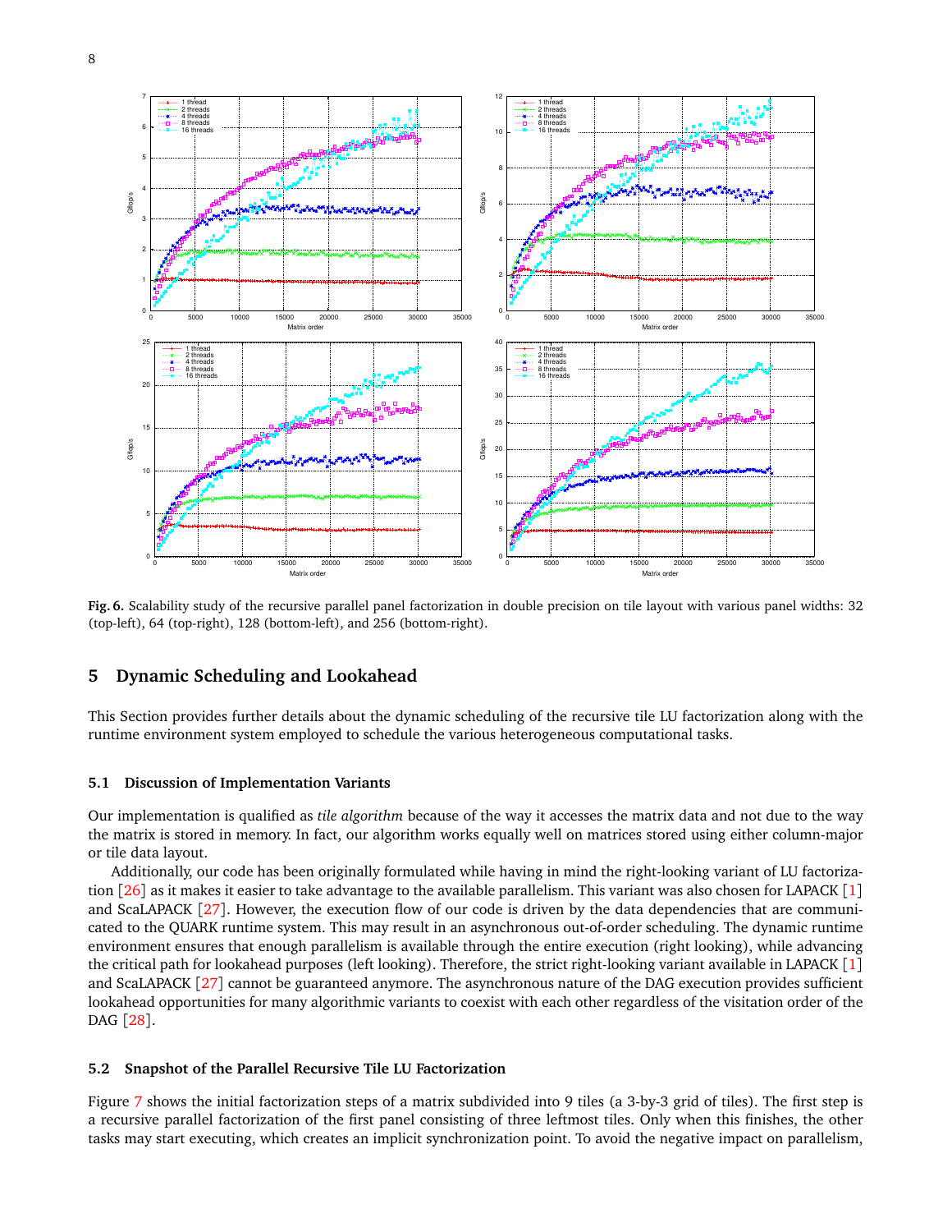Fig. 6. Scalability study of the recursive parallel panel factorization in double precision on tile layout with various panel widths: 32 (top-left), 64 (top-right), 128 (bottom-left), and 256 (bottom-right).

## 5 Dynamic Scheduling and Lookahead

This Section provides further details about the dynamic scheduling of the recursive tile LU factorization along with the runtime environment system employed to schedule the various heterogeneous computational tasks.

### 5.1 Discussion of Implementation Variants

Our implementation is qualified as *tile algorithm* because of the way it accesses the matrix data and not due to the way the matrix is stored in memory. In fact, our algorithm works equally well on matrices stored using either column-major or tile data layout.

Additionally, our code has been originally formulated while having in mind the right-looking variant of LU factorization [26] as it makes it easier to take advantage to the available parallelism. This variant was also chosen for LAPACK [1] and ScaLAPACK [27]. However, the execution flow of our code is driven by the data dependencies that are communicated to the QUARK runtime system. This may result in an asynchronous out-of-order scheduling. The dynamic runtime environment ensures that enough parallelism is available through the entire execution (right looking), while advancing the critical path for lookahead purposes (left looking). Therefore, the strict right-looking variant available in LAPACK [1] and ScaLAPACK [27] cannot be guaranteed anymore. The asynchronous nature of the DAG execution provides sufficient lookahead opportunities for many algorithmic variants to coexist with each other regardless of the visitation order of the DAG [28].

### 5.2 Snapshot of the Parallel Recursive Tile LU Factorization

Figure 7 shows the initial factorization steps of a matrix subdivided into 9 tiles (a 3-by-3 grid of tiles). The first step is a recursive parallel factorization of the first panel consisting of three leftmost tiles. Only when this finishes, the other tasks may start executing, which creates an implicit synchronization point. To avoid the negative impact on parallelism,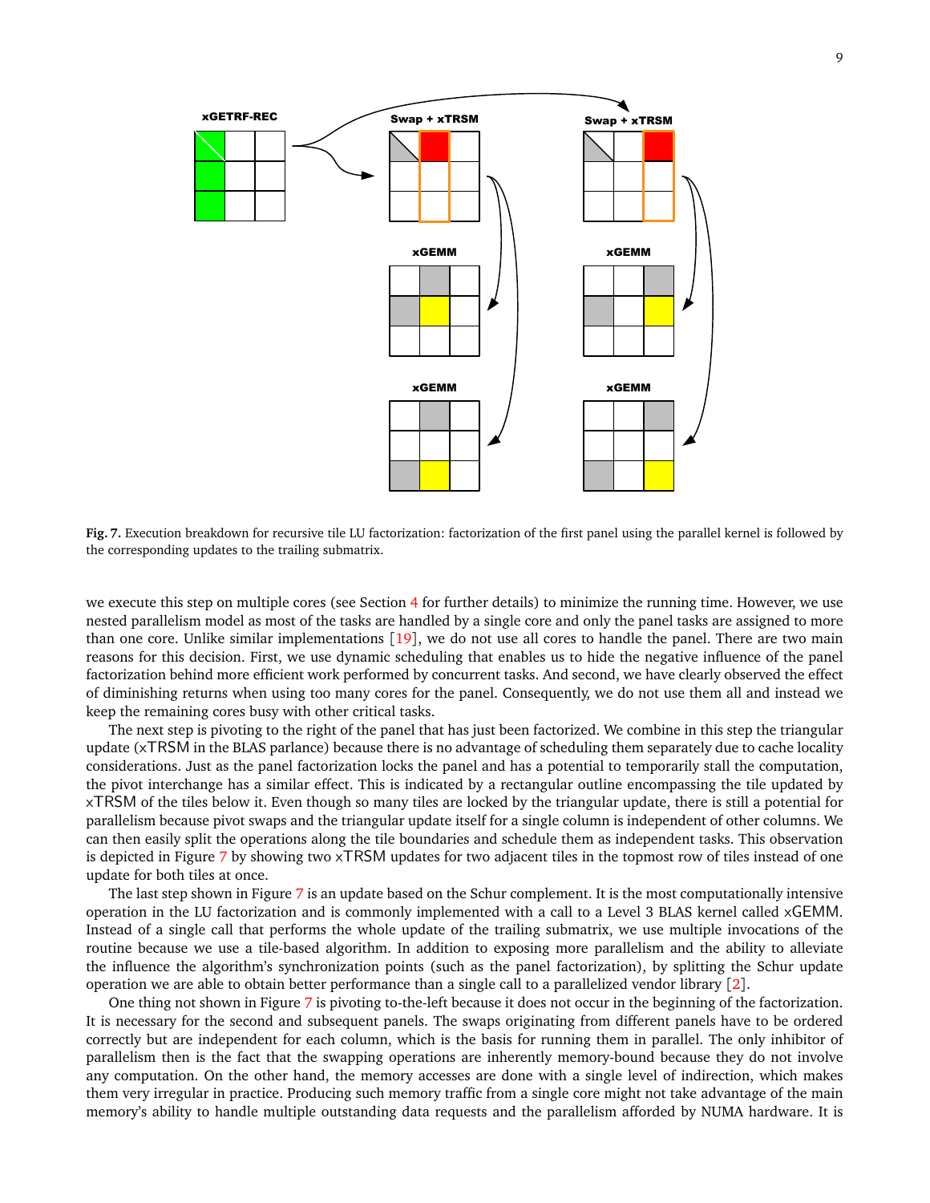xGETRF-REC

Swap + xTRSM

Swap + xTRSM

xGEMM

xGEMM

xGEMM

xGEMM

**Fig. 7.** Execution breakdown for recursive tile LU factorization: factorization of the first panel using the parallel kernel is followed by the corresponding updates to the trailing submatrix.

we execute this step on multiple cores (see Section 4 for further details) to minimize the running time. However, we use nested parallelism model as most of the tasks are handled by a single core and only the panel tasks are assigned to more than one core. Unlike similar implementations [19], we do not use all cores to handle the panel. There are two main reasons for this decision. First, we use dynamic scheduling that enables us to hide the negative influence of the panel factorization behind more efficient work performed by concurrent tasks. And second, we have clearly observed the effect of diminishing returns when using too many cores for the panel. Consequently, we do not use them all and instead we keep the remaining cores busy with other critical tasks.

The next step is pivoting to the right of the panel that has just been factorized. We combine in this step the triangular update (xTRSM in the BLAS parlance) because there is no advantage of scheduling them separately due to cache locality considerations. Just as the panel factorization locks the panel and has a potential to temporarily stall the computation, the pivot interchange has a similar effect. This is indicated by a rectangular outline encompassing the tile updated by xTRSM of the tiles below it. Even though so many tiles are locked by the triangular update, there is still a potential for parallelism because pivot swaps and the triangular update itself for a single column is independent of other columns. We can then easily split the operations along the tile boundaries and schedule them as independent tasks. This observation is depicted in Figure 7 by showing two xTRSM updates for two adjacent tiles in the topmost row of tiles instead of one update for both tiles at once.

The last step shown in Figure 7 is an update based on the Schur complement. It is the most computationally intensive operation in the LU factorization and is commonly implemented with a call to a Level 3 BLAS kernel called xGEMM. Instead of a single call that performs the whole update of the trailing submatrix, we use multiple invocations of the routine because we use a tile-based algorithm. In addition to exposing more parallelism and the ability to alleviate the influence the algorithm's synchronization points (such as the panel factorization), by splitting the Schur update operation we are able to obtain better performance than a single call to a parallelized vendor library [2].

One thing not shown in Figure 7 is pivoting to-the-left because it does not occur in the beginning of the factorization. It is necessary for the second and subsequent panels. The swaps originating from different panels have to be ordered correctly but are independent for each column, which is the basis for running them in parallel. The only inhibitor of parallelism then is the fact that the swapping operations are inherently memory-bound because they do not involve any computation. On the other hand, the memory accesses are done with a single level of indirection, which makes them very irregular in practice. Producing such memory traffic from a single core might not take advantage of the main memory's ability to handle multiple outstanding data requests and the parallelism afforded by NUMA hardware. It is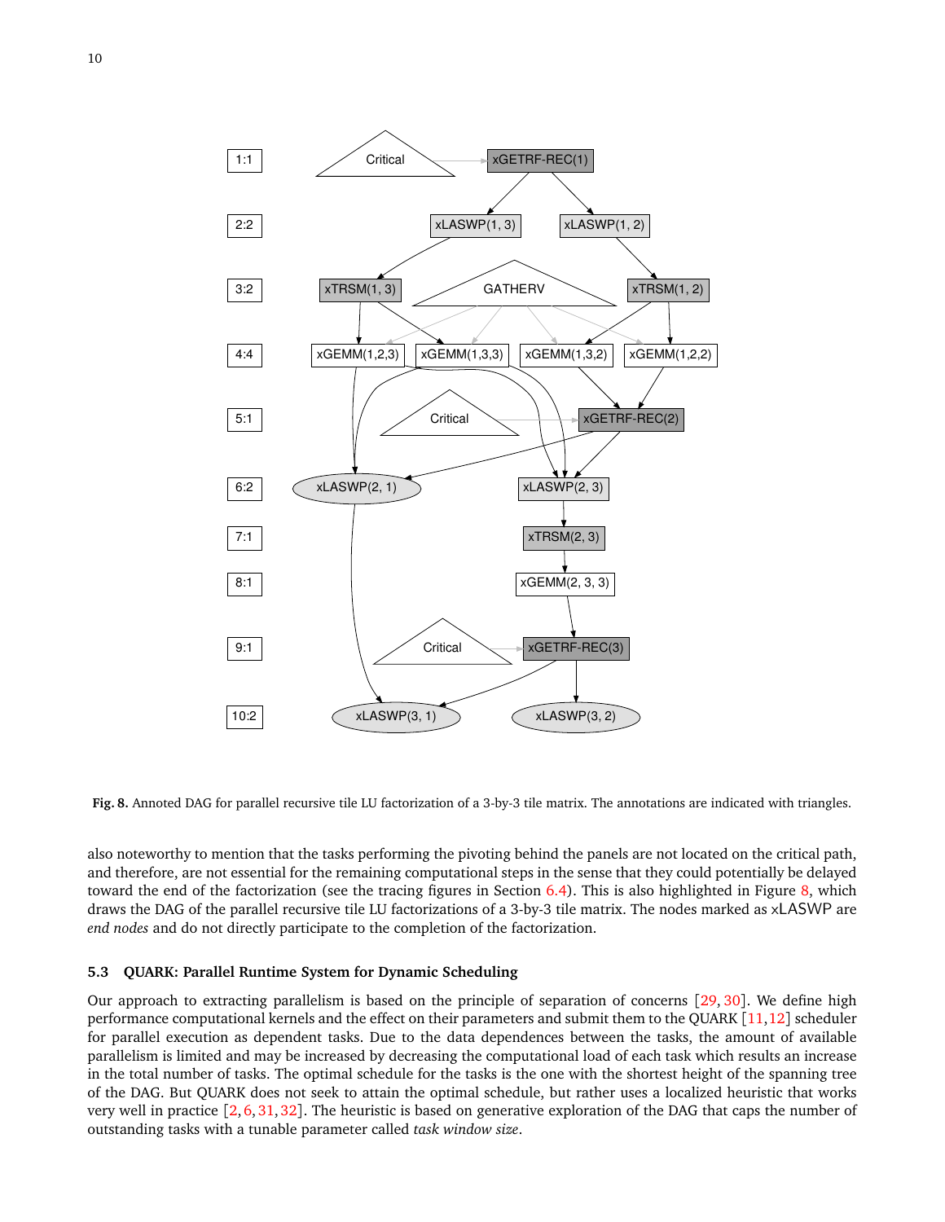**Fig. 8.** Annoted DAG for parallel recursive tile LU factorization of a 3-by-3 tile matrix. The annotations are indicated with triangles.

also noteworthy to mention that the tasks performing the pivoting behind the panels are not located on the critical path, and therefore, are not essential for the remaining computational steps in the sense that they could potentially be delayed toward the end of the factorization (see the tracing figures in Section 6.4). This is also highlighted in Figure 8, which draws the DAG of the parallel recursive tile LU factorizations of a 3-by-3 tile matrix. The nodes marked as xLASWP are *end nodes* and do not directly participate to the completion of the factorization.

### 5.3 QUARK: Parallel Runtime System for Dynamic Scheduling

Our approach to extracting parallelism is based on the principle of separation of concerns [29, 30]. We define high performance computational kernels and the effect on their parameters and submit them to the QUARK [11, 12] scheduler for parallel execution as dependent tasks. Due to the data dependences between the tasks, the amount of available parallelism is limited and may be increased by decreasing the computational load of each task which results an increase in the total number of tasks. The optimal schedule for the tasks is the one with the shortest height of the spanning tree of the DAG. But QUARK does not seek to attain the optimal schedule, but rather uses a localized heuristic that works very well in practice [2, 6, 31, 32]. The heuristic is based on generative exploration of the DAG that caps the number of outstanding tasks with a tunable parameter called *task window size*.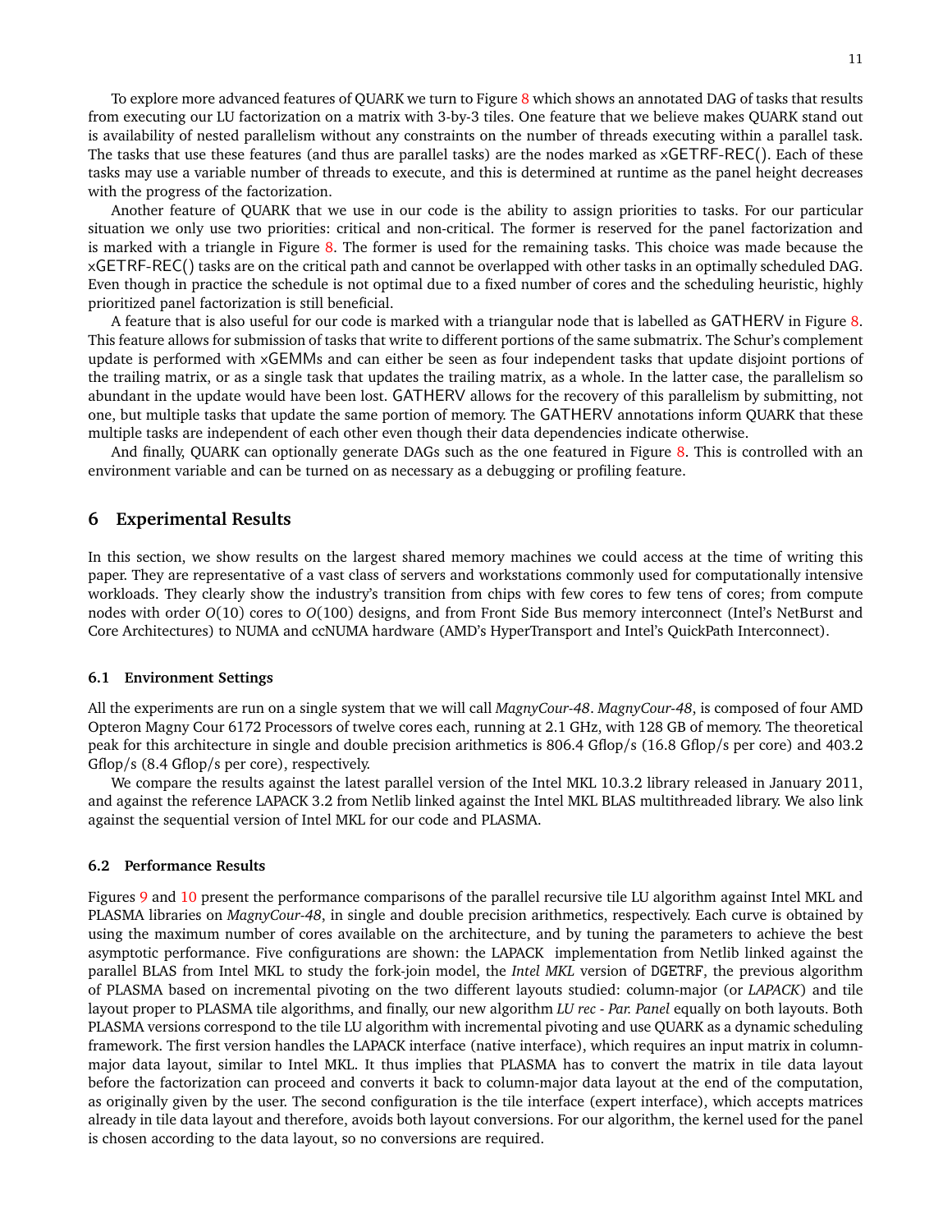To explore more advanced features of QUARK we turn to Figure 8 which shows an annotated DAG of tasks that results from executing our LU factorization on a matrix with 3-by-3 tiles. One feature that we believe makes QUARK stand out is availability of nested parallelism without any constraints on the number of threads executing within a parallel task. The tasks that use these features (and thus are parallel tasks) are the nodes marked as xGETRF-REC(). Each of these tasks may use a variable number of threads to execute, and this is determined at runtime as the panel height decreases with the progress of the factorization.

Another feature of QUARK that we use in our code is the ability to assign priorities to tasks. For our particular situation we only use two priorities: critical and non-critical. The former is reserved for the panel factorization and is marked with a triangle in Figure 8. The former is used for the remaining tasks. This choice was made because the xGETRF-REC() tasks are on the critical path and cannot be overlapped with other tasks in an optimally scheduled DAG. Even though in practice the schedule is not optimal due to a fixed number of cores and the scheduling heuristic, highly prioritized panel factorization is still beneficial.

A feature that is also useful for our code is marked with a triangular node that is labelled as GATHERV in Figure 8. This feature allows for submission of tasks that write to different portions of the same submatrix. The Schur's complement update is performed with xGEMMs and can either be seen as four independent tasks that update disjoint portions of the trailing matrix, or as a single task that updates the trailing matrix, as a whole. In the latter case, the parallelism so abundant in the update would have been lost. GATHERV allows for the recovery of this parallelism by submitting, not one, but multiple tasks that update the same portion of memory. The GATHERV annotations inform QUARK that these multiple tasks are independent of each other even though their data dependencies indicate otherwise.

And finally, QUARK can optionally generate DAGs such as the one featured in Figure 8. This is controlled with an environment variable and can be turned on as necessary as a debugging or profiling feature.

## 6 Experimental Results

In this section, we show results on the largest shared memory machines we could access at the time of writing this paper. They are representative of a vast class of servers and workstations commonly used for computationally intensive workloads. They clearly show the industry's transition from chips with few cores to few tens of cores; from compute nodes with order $O(10)$ cores to $O(100)$ designs, and from Front Side Bus memory interconnect (Intel's NetBurst and Core Architectures) to NUMA and ccNUMA hardware (AMD's HyperTransport and Intel's QuickPath Interconnect).

### 6.1 Environment Settings

All the experiments are run on a single system that we will call *MagnyCour-48*. *MagnyCour-48*, is composed of four AMD Opteron Magny Cour 6172 Processors of twelve cores each, running at 2.1 GHz, with 128 GB of memory. The theoretical peak for this architecture in single and double precision arithmetics is 806.4 Gflop/s (16.8 Gflop/s per core) and 403.2 Gflop/s (8.4 Gflop/s per core), respectively.

We compare the results against the latest parallel version of the Intel MKL 10.3.2 library released in January 2011, and against the reference LAPACK 3.2 from Netlib linked against the Intel MKL BLAS multithreaded library. We also link against the sequential version of Intel MKL for our code and PLASMA.

### 6.2 Performance Results

Figures 9 and 10 present the performance comparisons of the parallel recursive tile LU algorithm against Intel MKL and PLASMA libraries on *MagnyCour-48*, in single and double precision arithmetics, respectively. Each curve is obtained by using the maximum number of cores available on the architecture, and by tuning the parameters to achieve the best asymptotic performance. Five configurations are shown: the LAPACK implementation from Netlib linked against the parallel BLAS from Intel MKL to study the fork-join model, the *Intel MKL* version of DGETRF, the previous algorithm of PLASMA based on incremental pivoting on the two different layouts studied: column-major (or *LAPACK*) and tile layout proper to PLASMA tile algorithms, and finally, our new algorithm *LU rec - Par. Panel* equally on both layouts. Both PLASMA versions correspond to the tile LU algorithm with incremental pivoting and use QUARK as a dynamic scheduling framework. The first version handles the LAPACK interface (native interface), which requires an input matrix in column-major data layout, similar to Intel MKL. It thus implies that PLASMA has to convert the matrix in tile data layout before the factorization can proceed and converts it back to column-major data layout at the end of the computation, as originally given by the user. The second configuration is the tile interface (expert interface), which accepts matrices already in tile data layout and therefore, avoids both layout conversions. For our algorithm, the kernel used for the panel is chosen according to the data layout, so no conversions are required.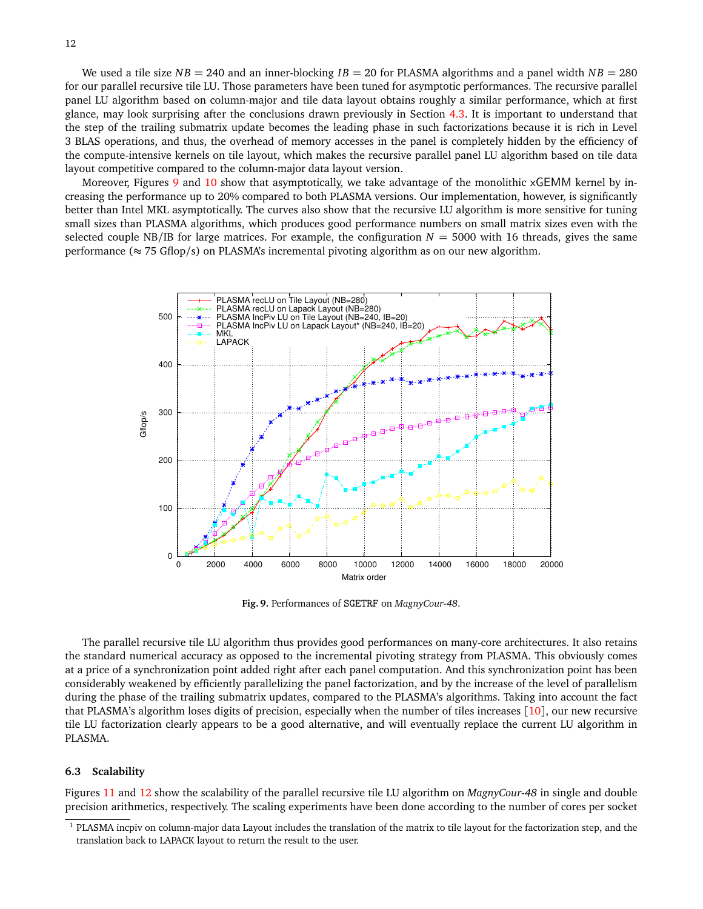We used a tile size $NB = 240$ and an inner-blocking $IB = 20$ for PLASMA algorithms and a panel width $NB = 280$ for our parallel recursive tile LU. Those parameters have been tuned for asymptotic performances. The recursive parallel panel LU algorithm based on column-major and tile data layout obtains roughly a similar performance, which at first glance, may look surprising after the conclusions drawn previously in Section 4.3. It is important to understand that the step of the trailing submatrix update becomes the leading phase in such factorizations because it is rich in Level 3 BLAS operations, and thus, the overhead of memory accesses in the panel is completely hidden by the efficiency of the compute-intensive kernels on tile layout, which makes the recursive parallel panel LU algorithm based on tile data layout competitive compared to the column-major data layout version.

Moreover, Figures 9 and 10 show that asymptotically, we take advantage of the monolithic xGEMM kernel by increasing the performance up to 20% compared to both PLASMA versions. Our implementation, however, is significantly better than Intel MKL asymptotically. The curves also show that the recursive LU algorithm is more sensitive for tuning small sizes than PLASMA algorithms, which produces good performance numbers on small matrix sizes even with the selected couple NB/IB for large matrices. For example, the configuration $N = 5000$ with 16 threads, gives the same performance ($\approx 75$ Gflop/s) on PLASMA's incremental pivoting algorithm as on our new algorithm.

**Fig. 9.** Performances of SGETRF on *MagnyCour-48*.

The parallel recursive tile LU algorithm thus provides good performances on many-core architectures. It also retains the standard numerical accuracy as opposed to the incremental pivoting strategy from PLASMA. This obviously comes at a price of a synchronization point added right after each panel computation. And this synchronization point has been considerably weakened by efficiently parallelizing the panel factorization, and by the increase of the level of parallelism during the phase of the trailing submatrix updates, compared to the PLASMA's algorithms. Taking into account the fact that PLASMA's algorithm loses digits of precision, especially when the number of tiles increases [10], our new recursive tile LU factorization clearly appears to be a good alternative, and will eventually replace the current LU algorithm in PLASMA.

### 6.3 Scalability

Figures 11 and 12 show the scalability of the parallel recursive tile LU algorithm on *MagnyCour-48* in single and double precision arithmetics, respectively. The scaling experiments have been done according to the number of cores per socket

[1] PLASMA incpiv on column-major data Layout includes the translation of the matrix to tile layout for the factorization step, and the translation back to LAPACK layout to return the result to the user.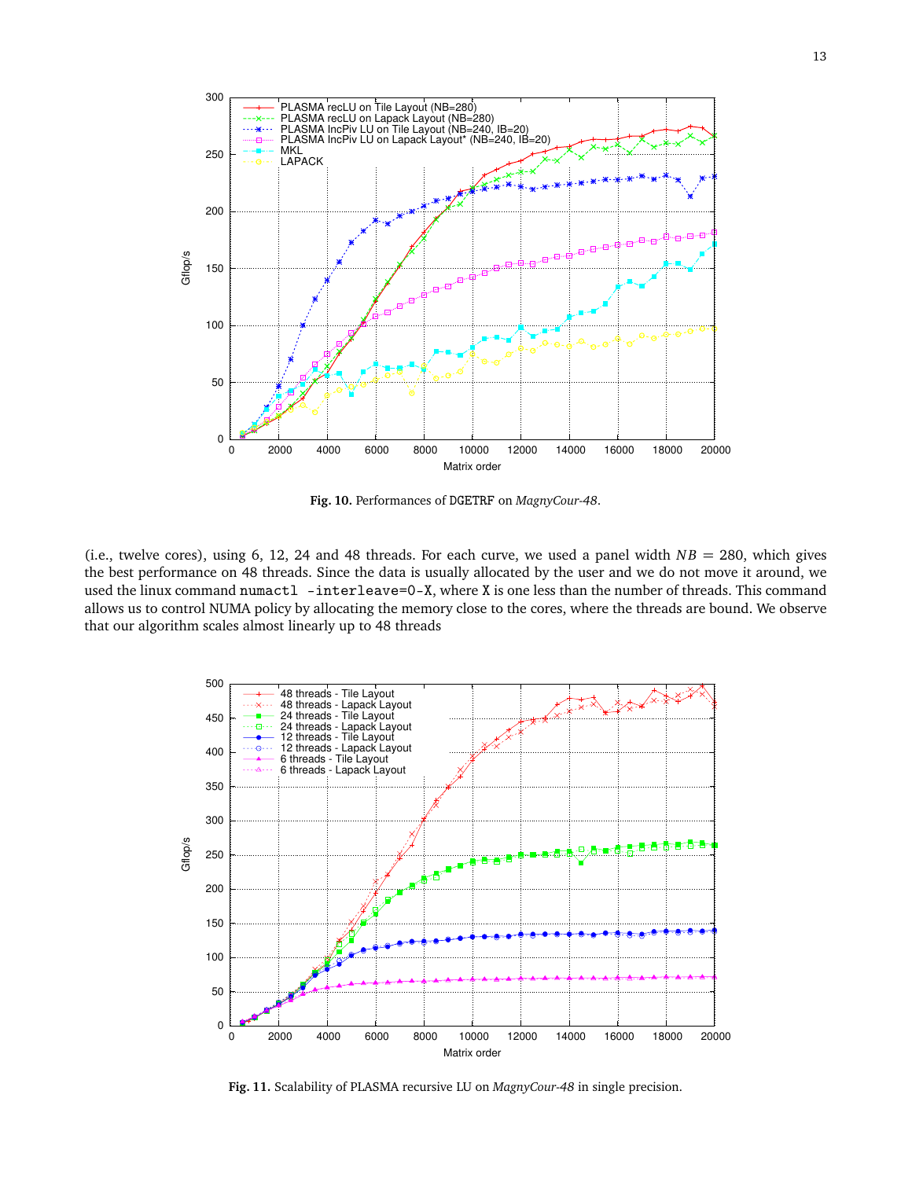**Fig. 10.** Performances of DGETRF on *MagnyCour-48*.

(i.e., twelve cores), using 6, 12, 24 and 48 threads. For each curve, we used a panel width $NB = 280$, which gives the best performance on 48 threads. Since the data is usually allocated by the user and we do not move it around, we used the linux command `numactl -interleave=0-X`, where `X` is one less than the number of threads. This command allows us to control NUMA policy by allocating the memory close to the cores, where the threads are bound. We observe that our algorithm scales almost linearly up to 48 threads

**Fig. 11.** Scalability of PLASMA recursive LU on *MagnyCour-48* in single precision.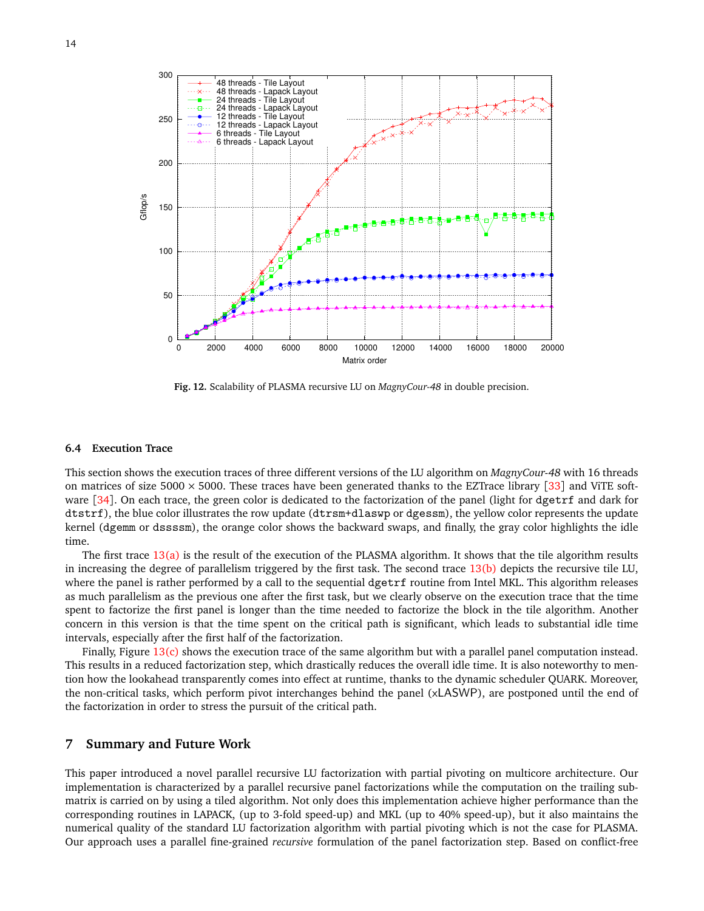**Fig. 12.** Scalability of PLASMA recursive LU on *MagnyCour-48* in double precision.

### 6.4 Execution Trace

This section shows the execution traces of three different versions of the LU algorithm on *MagnyCour-48* with 16 threads on matrices of size 5000 × 5000. These traces have been generated thanks to the EZTrace library [33] and ViTE software [34]. On each trace, the green color is dedicated to the factorization of the panel (light for dgetrf and dark for dtstrf), the blue color illustrates the row update (dtrsm+dlaswp or dgessm), the yellow color represents the update kernel (dgemm or dssssm), the orange color shows the backward swaps, and finally, the gray color highlights the idle time.

The first trace 13(a) is the result of the execution of the PLASMA algorithm. It shows that the tile algorithm results in increasing the degree of parallelism triggered by the first task. The second trace 13(b) depicts the recursive tile LU, where the panel is rather performed by a call to the sequential dgetrf routine from Intel MKL. This algorithm releases as much parallelism as the previous one after the first task, but we clearly observe on the execution trace that the time spent to factorize the first panel is longer than the time needed to factorize the block in the tile algorithm. Another concern in this version is that the time spent on the critical path is significant, which leads to substantial idle time intervals, especially after the first half of the factorization.

Finally, Figure 13(c) shows the execution trace of the same algorithm but with a parallel panel computation instead. This results in a reduced factorization step, which drastically reduces the overall idle time. It is also noteworthy to mention how the lookahead transparently comes into effect at runtime, thanks to the dynamic scheduler QUARK. Moreover, the non-critical tasks, which perform pivot interchanges behind the panel (xLASWP), are postponed until the end of the factorization in order to stress the pursuit of the critical path.

## 7 Summary and Future Work

This paper introduced a novel parallel recursive LU factorization with partial pivoting on multicore architecture. Our implementation is characterized by a parallel recursive panel factorizations while the computation on the trailing submatrix is carried on by using a tiled algorithm. Not only does this implementation achieve higher performance than the corresponding routines in LAPACK, (up to 3-fold speed-up) and MKL (up to 40% speed-up), but it also maintains the numerical quality of the standard LU factorization algorithm with partial pivoting which is not the case for PLASMA. Our approach uses a parallel fine-grained *recursive* formulation of the panel factorization step. Based on conflict-free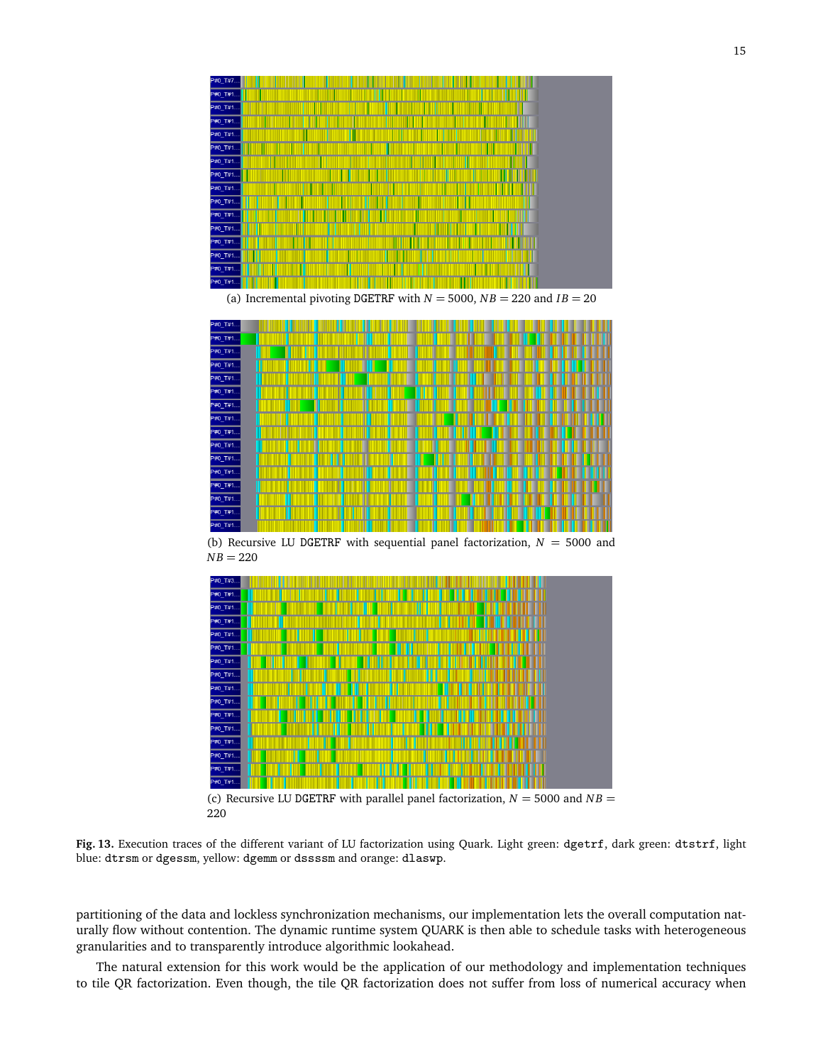(a) Incremental pivoting DGETRF with $N = 5000$, $NB = 220$ and $IB = 20$

(b) Recursive LU DGETRF with sequential panel factorization, $N = 5000$ and $NB = 220$

(c) Recursive LU DGETRF with parallel panel factorization, $N = 5000$ and $NB = 220$

**Fig. 13.** Execution traces of the different variant of LU factorization using Quark. Light green: `dgetrf`, dark green: `dtstrf`, light blue: `dtrsm` or `dgessm`, yellow: `dgemm` or `dssssm` and orange: `dlaswp`.

partitioning of the data and lockless synchronization mechanisms, our implementation lets the overall computation naturally flow without contention. The dynamic runtime system QUARK is then able to schedule tasks with heterogeneous granularities and to transparently introduce algorithmic lookahead.

The natural extension for this work would be the application of our methodology and implementation techniques to tile QR factorization. Even though, the tile QR factorization does not suffer from loss of numerical accuracy when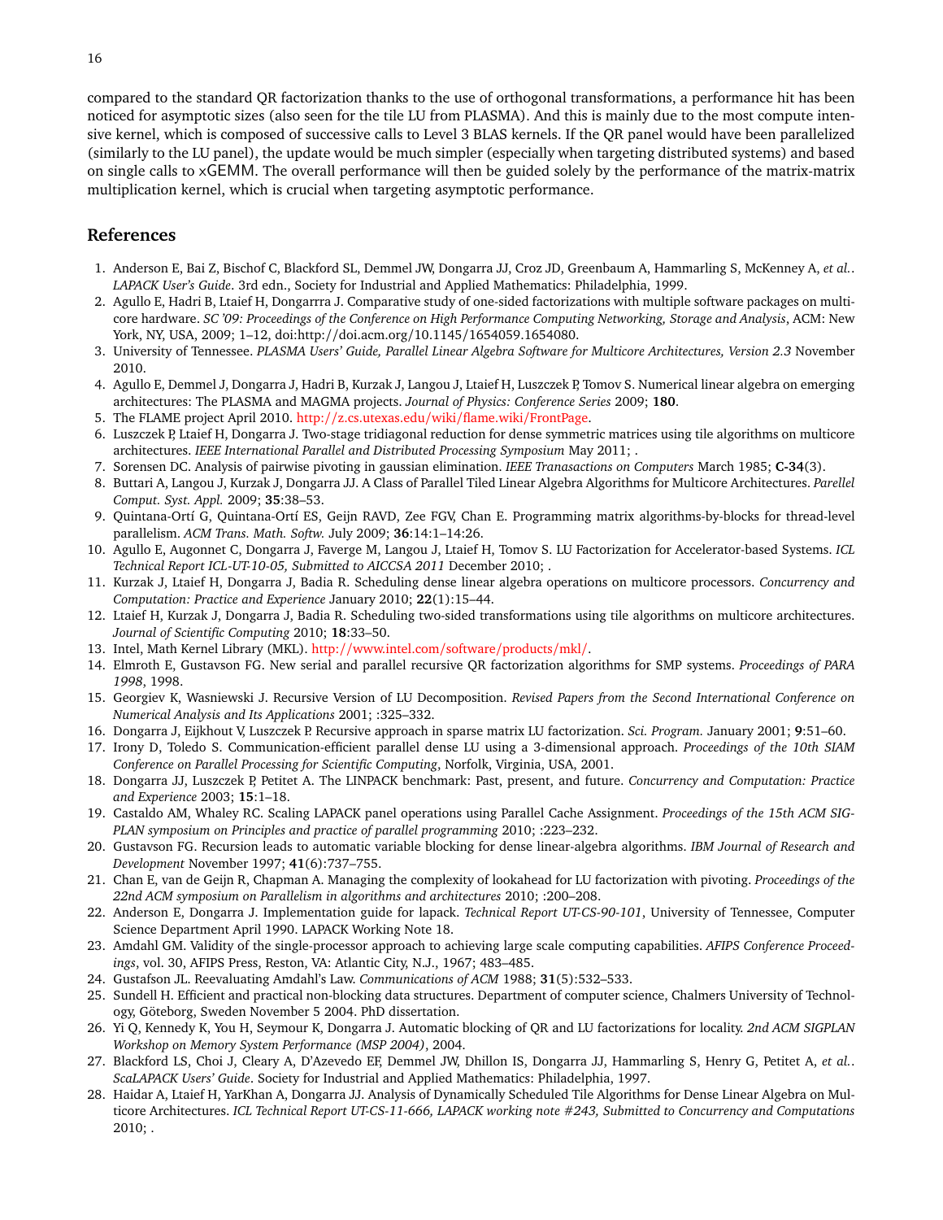compared to the standard QR factorization thanks to the use of orthogonal transformations, a performance hit has been noticed for asymptotic sizes (also seen for the tile LU from PLASMA). And this is mainly due to the most compute intensive kernel, which is composed of successive calls to Level 3 BLAS kernels. If the QR panel would have been parallelized (similarly to the LU panel), the update would be much simpler (especially when targeting distributed systems) and based on single calls to xGEMM. The overall performance will then be guided solely by the performance of the matrix-matrix multiplication kernel, which is crucial when targeting asymptotic performance.

## References

1. Anderson E, Bai Z, Bischof C, Blackford SL, Demmel JW, Dongarra JJ, Croz JD, Greenbaum A, Hammarling S, McKenney A, *et al.*. *LAPACK User's Guide*. 3rd edn., Society for Industrial and Applied Mathematics: Philadelphia, 1999.
2. Agullo E, Hadri B, Ltaief H, Dongarrra J. Comparative study of one-sided factorizations with multiple software packages on multi-core hardware. *SC '09: Proceedings of the Conference on High Performance Computing Networking, Storage and Analysis*, ACM: New York, NY, USA, 2009; 1–12, doi:http://doi.acm.org/10.1145/1654059.1654080.
3. University of Tennessee. *PLASMA Users' Guide, Parallel Linear Algebra Software for Multicore Architectures, Version 2.3* November 2010.
4. Agullo E, Demmel J, Dongarra J, Hadri B, Kurzak J, Langou J, Ltaief H, Luszczek P, Tomov S. Numerical linear algebra on emerging architectures: The PLASMA and MAGMA projects. *Journal of Physics: Conference Series* 2009; **180**.
5. The FLAME project April 2010. http://z.cs.utexas.edu/wiki/flame.wiki/FrontPage.
6. Luszczek P, Ltaief H, Dongarra J. Two-stage tridiagonal reduction for dense symmetric matrices using tile algorithms on multicore architectures. *IEEE International Parallel and Distributed Processing Symposium* May 2011; .
7. Sorensen DC. Analysis of pairwise pivoting in gaussian elimination. *IEEE Tranasactions on Computers* March 1985; **C-34**(3).
8. Buttari A, Langou J, Kurzak J, Dongarra JJ. A Class of Parallel Tiled Linear Algebra Algorithms for Multicore Architectures. *Parellel Comput. Syst. Appl.* 2009; **35**:38–53.
9. Quintana-Ortí G, Quintana-Ortí ES, Geijn RAVD, Zee FGV, Chan E. Programming matrix algorithms-by-blocks for thread-level parallelism. *ACM Trans. Math. Softw.* July 2009; **36**:14:1–14:26.
10. Agullo E, Augonnet C, Dongarra J, Faverge M, Langou J, Ltaief H, Tomov S. LU Factorization for Accelerator-based Systems. *ICL Technical Report ICL-UT-10-05, Submitted to AICCSA 2011* December 2010; .
11. Kurzak J, Ltaief H, Dongarra J, Badia R. Scheduling dense linear algebra operations on multicore processors. *Concurrency and Computation: Practice and Experience* January 2010; **22**(1):15–44.
12. Ltaief H, Kurzak J, Dongarra J, Badia R. Scheduling two-sided transformations using tile algorithms on multicore architectures. *Journal of Scientific Computing* 2010; **18**:33–50.
13. Intel, Math Kernel Library (MKL). http://www.intel.com/software/products/mkl/.
14. Elmroth E, Gustavson FG. New serial and parallel recursive QR factorization algorithms for SMP systems. *Proceedings of PARA 1998*, 1998.
15. Georgiev K, Wasniewski J. Recursive Version of LU Decomposition. *Revised Papers from the Second International Conference on Numerical Analysis and Its Applications* 2001; :325–332.
16. Dongarra J, Eijkhout V, Luszczek P. Recursive approach in sparse matrix LU factorization. *Sci. Program.* January 2001; **9**:51–60.
17. Irony D, Toledo S. Communication-efficient parallel dense LU using a 3-dimensional approach. *Proceedings of the 10th SIAM Conference on Parallel Processing for Scientific Computing*, Norfolk, Virginia, USA, 2001.
18. Dongarra JJ, Luszczek P, Petitet A. The LINPACK benchmark: Past, present, and future. *Concurrency and Computation: Practice and Experience* 2003; **15**:1–18.
19. Castaldo AM, Whaley RC. Scaling LAPACK panel operations using Parallel Cache Assignment. *Proceedings of the 15th ACM SIGPLAN symposium on Principles and practice of parallel programming* 2010; :223–232.
20. Gustavson FG. Recursion leads to automatic variable blocking for dense linear-algebra algorithms. *IBM Journal of Research and Development* November 1997; **41**(6):737–755.
21. Chan E, van de Geijn R, Chapman A. Managing the complexity of lookahead for LU factorization with pivoting. *Proceedings of the 22nd ACM symposium on Parallelism in algorithms and architectures* 2010; :200–208.
22. Anderson E, Dongarra J. Implementation guide for lapack. *Technical Report UT-CS-90-101*, University of Tennessee, Computer Science Department April 1990. LAPACK Working Note 18.
23. Amdahl GM. Validity of the single-processor approach to achieving large scale computing capabilities. *AFIPS Conference Proceedings*, vol. 30, AFIPS Press, Reston, VA: Atlantic City, N.J., 1967; 483–485.
24. Gustafson JL. Reevaluating Amdahl's Law. *Communications of ACM* 1988; **31**(5):532–533.
25. Sundell H. Efficient and practical non-blocking data structures. Department of computer science, Chalmers University of Technology, Göteborg, Sweden November 5 2004. PhD dissertation.
26. Yi Q, Kennedy K, You H, Seymour K, Dongarra J. Automatic blocking of QR and LU factorizations for locality. *2nd ACM SIGPLAN Workshop on Memory System Performance (MSP 2004)*, 2004.
27. Blackford LS, Choi J, Cleary A, D'Azevedo EF, Demmel JW, Dhillon IS, Dongarra JJ, Hammarling S, Henry G, Petitet A, *et al.*. *ScaLAPACK Users' Guide*. Society for Industrial and Applied Mathematics: Philadelphia, 1997.
28. Haidar A, Ltaief H, YarKhan A, Dongarra JJ. Analysis of Dynamically Scheduled Tile Algorithms for Dense Linear Algebra on Multicore Architectures. *ICL Technical Report UT-CS-11-666, LAPACK working note #243, Submitted to Concurrency and Computations* 2010; .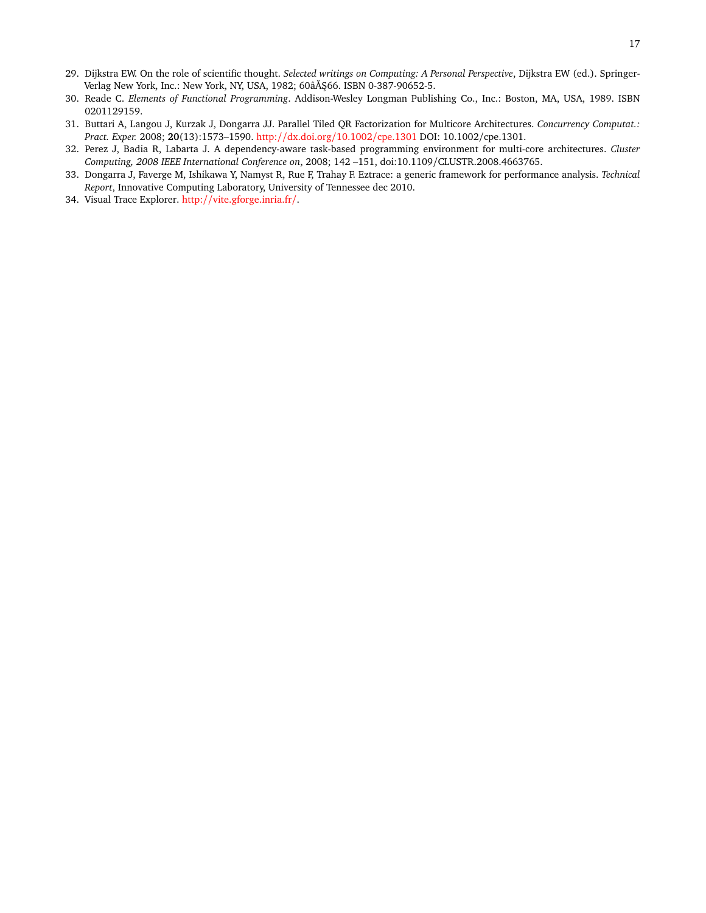29. Dijkstra EW. On the role of scientific thought. *Selected writings on Computing: A Personal Perspective*, Dijkstra EW (ed.). Springer-Verlag New York, Inc.: New York, NY, USA, 1982; 60âĂŞ66. ISBN 0-387-90652-5.
30. Reade C. *Elements of Functional Programming*. Addison-Wesley Longman Publishing Co., Inc.: Boston, MA, USA, 1989. ISBN 0201129159.
31. Buttari A, Langou J, Kurzak J, Dongarra JJ. Parallel Tiled QR Factorization for Multicore Architectures. *Concurrency Computat.: Pract. Exper.* 2008; **20**(13):1573–1590. http://dx.doi.org/10.1002/cpe.1301 DOI: 10.1002/cpe.1301.
32. Perez J, Badia R, Labarta J. A dependency-aware task-based programming environment for multi-core architectures. *Cluster Computing, 2008 IEEE International Conference on*, 2008; 142 –151, doi:10.1109/CLUSTR.2008.4663765.
33. Dongarra J, Faverge M, Ishikawa Y, Namyst R, Rue F, Trahay F. Eztrace: a generic framework for performance analysis. *Technical Report*, Innovative Computing Laboratory, University of Tennessee dec 2010.
34. Visual Trace Explorer. http://vite.gforge.inria.fr/.